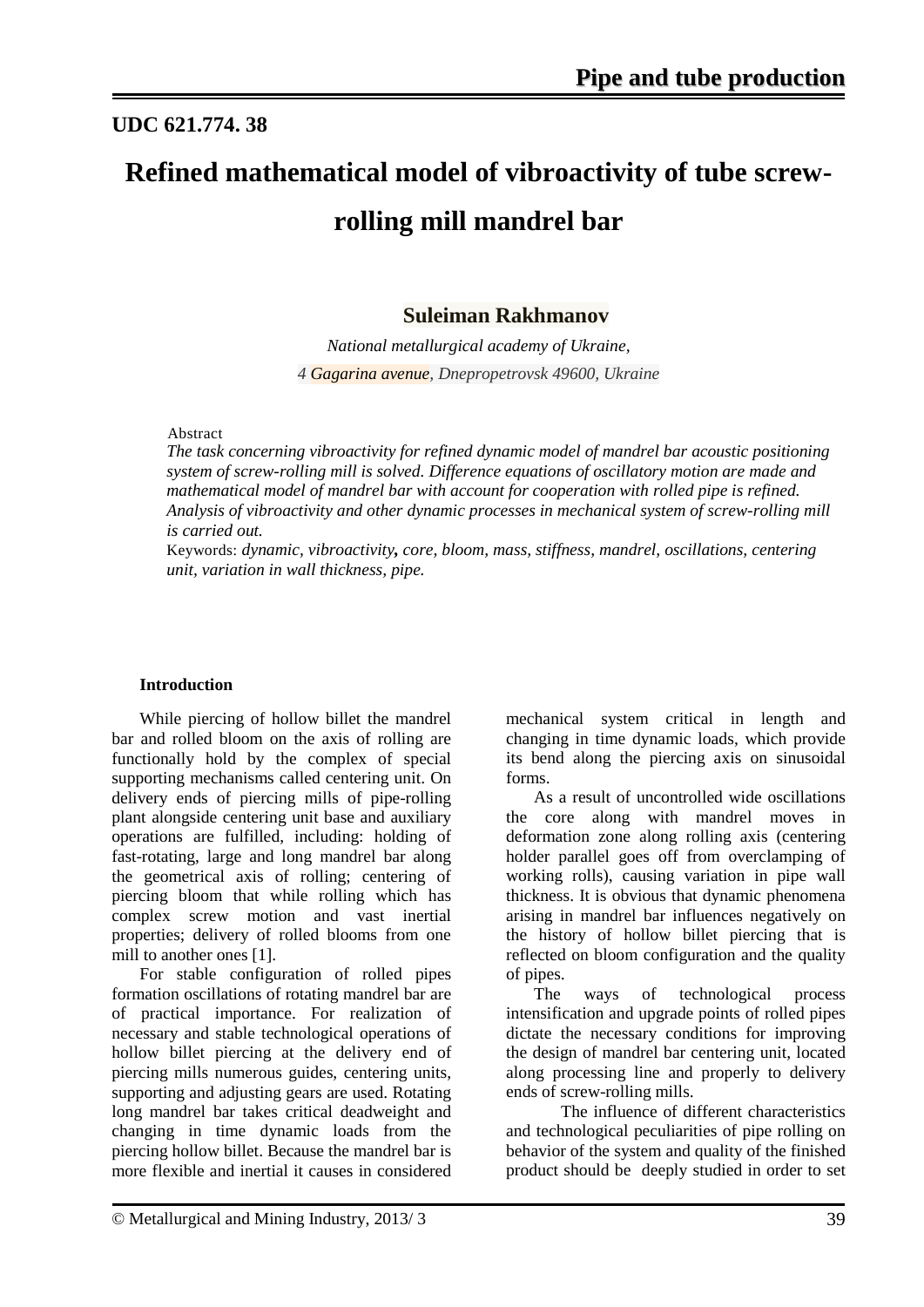**UDC 621.774. 38**

# Refined mathematical model of vibroactivity of tube screw-rolling mill mandrel bar

**Suleiman Rakhmanov**

*National metallurgical academy of Ukraine,*

*4 Gagarina avenue, Dnepropetrovsk 49600, Ukraine*

Abstract

*The task concerning vibroactivity for refined dynamic model of mandrel bar acoustic positioning system of screw-rolling mill is solved. Difference equations of oscillatory motion are made and mathematical model of mandrel bar with account for cooperation with rolled pipe is refined. Analysis of vibroactivity and other dynamic processes in mechanical system of screw-rolling mill is carried out.*

Keywords: *dynamic, vibroactivity, core, bloom, mass, stiffness, mandrel, oscillations, centering unit, variation in wall thickness, pipe.*

## Introduction

While piercing of hollow billet the mandrel bar and rolled bloom on the axis of rolling are functionally hold by the complex of special supporting mechanisms called centering unit. On delivery ends of piercing mills of pipe-rolling plant alongside centering unit base and auxiliary operations are fulfilled, including: holding of fast-rotating, large and long mandrel bar along the geometrical axis of rolling; centering of piercing bloom that while rolling which has complex screw motion and vast inertial properties; delivery of rolled blooms from one mill to another ones [1].

For stable configuration of rolled pipes formation oscillations of rotating mandrel bar are of practical importance. For realization of necessary and stable technological operations of hollow billet piercing at the delivery end of piercing mills numerous guides, centering units, supporting and adjusting gears are used. Rotating long mandrel bar takes critical deadweight and changing in time dynamic loads from the piercing hollow billet. Because the mandrel bar is more flexible and inertial it causes in considered mechanical system critical in length and changing in time dynamic loads, which provide its bend along the piercing axis on sinusoidal forms.

As a result of uncontrolled wide oscillations the core along with mandrel moves in deformation zone along rolling axis (centering holder parallel goes off from overclamping of working rolls), causing variation in pipe wall thickness. It is obvious that dynamic phenomena arising in mandrel bar influences negatively on the history of hollow billet piercing that is reflected on bloom configuration and the quality of pipes.

The ways of technological process intensification and upgrade points of rolled pipes dictate the necessary conditions for improving the design of mandrel bar centering unit, located along processing line and properly to delivery ends of screw-rolling mills.

The influence of different characteristics and technological peculiarities of pipe rolling on behavior of the system and quality of the finished product should be deeply studied in order to set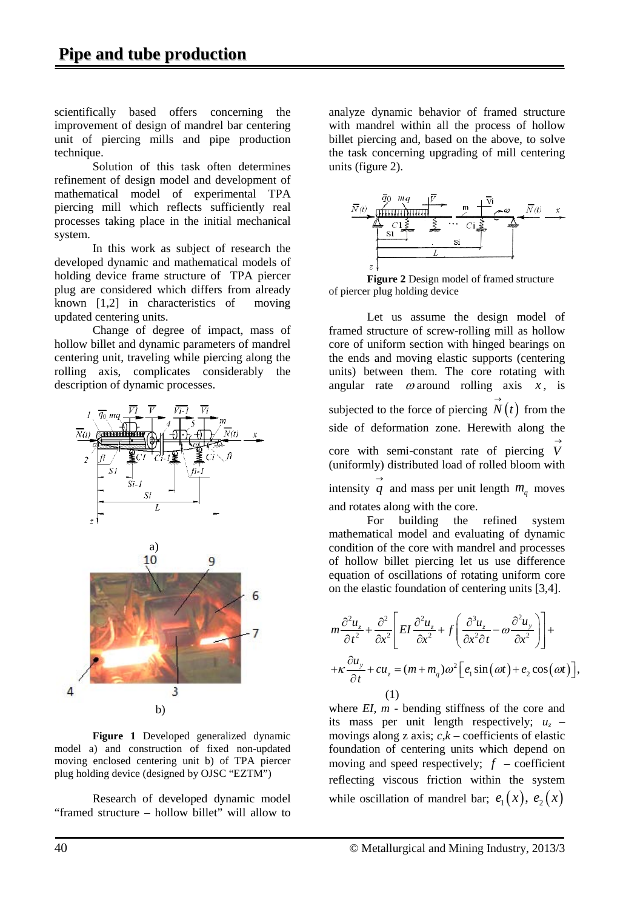scientifically based offers concerning the improvement of design of mandrel bar centering unit of piercing mills and pipe production technique.

Solution of this task often determines refinement of design model and development of mathematical model of experimental TPA piercing mill which reflects sufficiently real processes taking place in the initial mechanical system.

In this work as subject of research the developed dynamic and mathematical models of holding device frame structure of TPA piercer plug are considered which differs from already known [1,2] in characteristics of moving updated centering units.

Change of degree of impact, mass of hollow billet and dynamic parameters of mandrel centering unit, traveling while piercing along the rolling axis, complicates considerably the description of dynamic processes.

a)

b)

**Figure 1** Developed generalized dynamic model a) and construction of fixed non-updated moving enclosed centering unit b) of TPA piercer plug holding device (designed by OJSC "EZTM")

Research of developed dynamic model "framed structure – hollow billet" will allow to analyze dynamic behavior of framed structure with mandrel within all the process of hollow billet piercing and, based on the above, to solve the task concerning upgrading of mill centering units (figure 2).

**Figure 2** Design model of framed structure of piercer plug holding device

Let us assume the design model of framed structure of screw-rolling mill as hollow core of uniform section with hinged bearings on the ends and moving elastic supports (centering units) between them. The core rotating with angular rate $\omega$ around rolling axis $x$, is subjected to the force of piercing $\vec{N}(t)$ from the side of deformation zone. Herewith along the core with semi-constant rate of piercing $\vec{V}$ (uniformly) distributed load of rolled bloom with intensity $\vec{q}$ and mass per unit length $m_q$ moves and rotates along with the core.

For building the refined system mathematical model and evaluating of dynamic condition of the core with mandrel and processes of hollow billet piercing let us use difference equation of oscillations of rotating uniform core on the elastic foundation of centering units [3,4].

$$m\frac{\partial^2 u_z}{\partial t^2}+\frac{\partial^2}{\partial x^2}\left[EI\frac{\partial^2 u_z}{\partial x^2}+f\left(\frac{\partial^3 u_z}{\partial x^2 \partial t}-\omega\frac{\partial^2 u_y}{\partial x^2}\right)\right]+$$
$$+\kappa\frac{\partial u_y}{\partial t}+cu_z=(m+m_q)\omega^2\left[e_1\sin(\omega t)+e_2\cos(\omega t)\right], \quad (1)$$

where $EI$, $m$ - bending stiffness of the core and its mass per unit length respectively; $u_z$ – movings along z axis; $c,k$ – coefficients of elastic foundation of centering units which depend on moving and speed respectively; $f$ – coefficient reflecting viscous friction within the system while oscillation of mandrel bar; $e_1(x)$, $e_2(x)$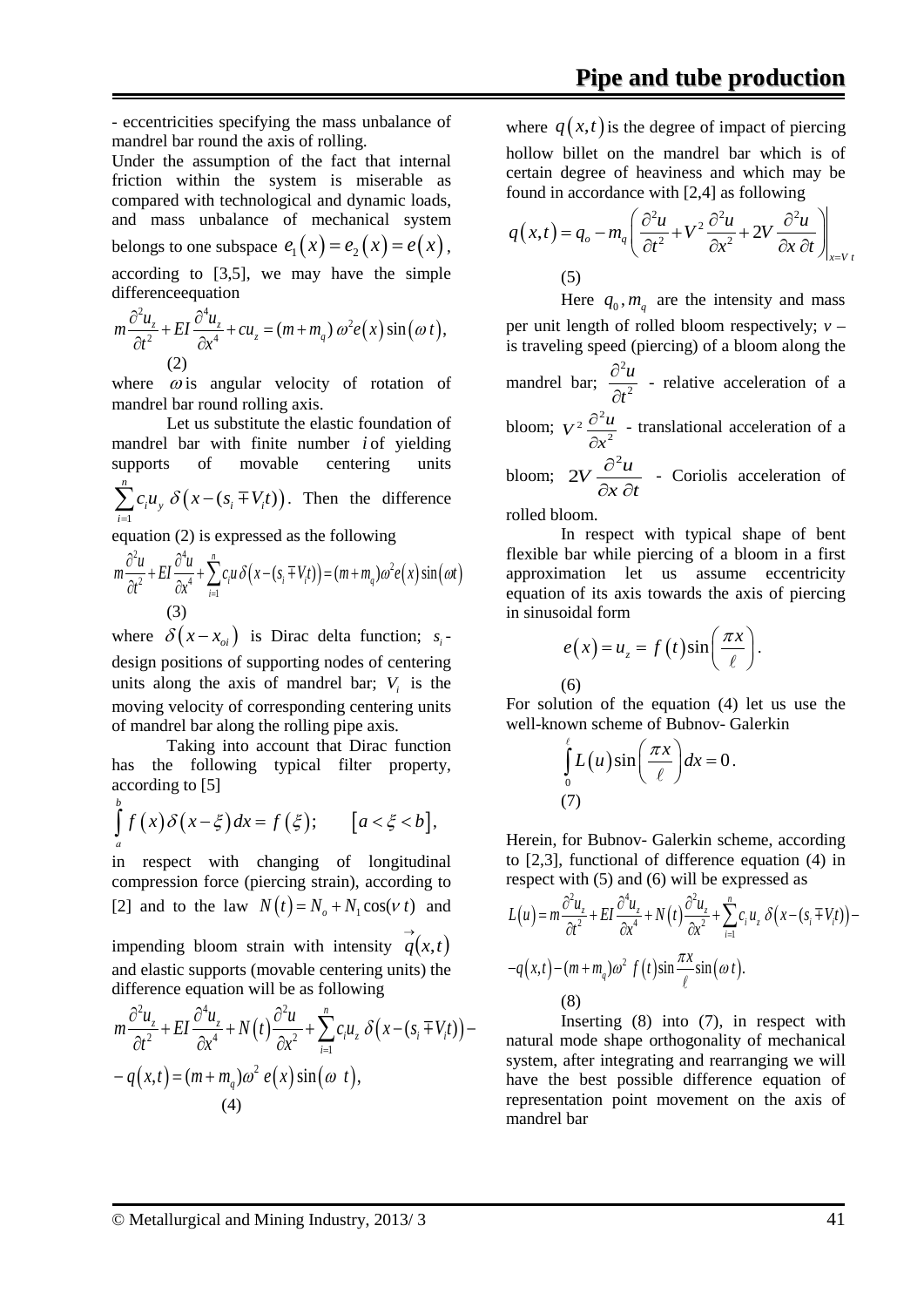- eccentricities specifying the mass unbalance of mandrel bar round the axis of rolling.

Under the assumption of the fact that internal friction within the system is miserable as compared with technological and dynamic loads, and mass unbalance of mechanical system belongs to one subspace $e_1(x) = e_2(x) = e(x)$, according to [3,5], we may have the simple differenceequation

$$m\frac{\partial^2 u_z}{\partial t^2} + EI\frac{\partial^4 u_z}{\partial x^4} + cu_z = (m + m_q)\,\omega^2 e(x)\sin(\omega t), \qquad (2)$$

where $\omega$ is angular velocity of rotation of mandrel bar round rolling axis.

Let us substitute the elastic foundation of mandrel bar with finite number $i$ of yielding supports of movable centering units $\sum_{i=1}^{n} c_i u_y\, \delta\left(x - (s_i \mp V_i t)\right)$. Then the difference equation (2) is expressed as the following

$$m\frac{\partial^2 u}{\partial t^2} + EI\frac{\partial^4 u}{\partial x^4} + \sum_{i=1}^{n} c_i u\,\delta\left(x - (s_i \mp V_i t)\right) = (m + m_q)\omega^2 e(x)\sin(\omega t) \qquad (3)$$

where $\delta(x - x_{oi})$ is Dirac delta function; $s_i$ - design positions of supporting nodes of centering units along the axis of mandrel bar; $V_i$ is the moving velocity of corresponding centering units of mandrel bar along the rolling pipe axis.

Taking into account that Dirac function has the following typical filter property, according to [5]

$$\int_a^b f(x)\,\delta(x - \xi)\,dx = f(\xi); \qquad [a < \xi < b],$$

in respect with changing of longitudinal compression force (piercing strain), according to [2] and to the law $N(t) = N_o + N_1\cos(\nu t)$ and impending bloom strain with intensity $\vec{q}(x,t)$ and elastic supports (movable centering units) the difference equation will be as following

$$m\frac{\partial^2 u_z}{\partial t^2} + EI\frac{\partial^4 u_z}{\partial x^4} + N(t)\frac{\partial^2 u}{\partial x^2} + \sum_{i=1}^{n} c_i u_z\, \delta\left(x - (s_i \mp V_i t)\right) - q(x,t) = (m + m_q)\omega^2\, e(x)\sin(\omega\ t), \qquad (4)$$

where $q(x,t)$ is the degree of impact of piercing hollow billet on the mandrel bar which is of certain degree of heaviness and which may be found in accordance with [2,4] as following

$$q(x,t) = q_o - m_q\left(\frac{\partial^2 u}{\partial t^2} + V^2\frac{\partial^2 u}{\partial x^2} + 2V\frac{\partial^2 u}{\partial x\,\partial t}\right)\Bigg|_{x = V\,t} \qquad (5)$$

Here $q_0, m_q$ are the intensity and mass per unit length of rolled bloom respectively; $v$ – is traveling speed (piercing) of a bloom along the mandrel bar; $\frac{\partial^2 u}{\partial t^2}$ - relative acceleration of a bloom; $V^2\frac{\partial^2 u}{\partial x^2}$ - translational acceleration of a bloom; $2V\frac{\partial^2 u}{\partial x\,\partial t}$ - Coriolis acceleration of rolled bloom.

In respect with typical shape of bent flexible bar while piercing of a bloom in a first approximation let us assume eccentricity equation of its axis towards the axis of piercing in sinusoidal form

$$e(x) = u_z = f(t)\sin\left(\frac{\pi x}{\ell}\right). \qquad (6)$$

For solution of the equation (4) let us use the well-known scheme of Bubnov- Galerkin

$$\int_0^{\ell} L(u)\sin\left(\frac{\pi x}{\ell}\right)dx = 0. \qquad (7)$$

Herein, for Bubnov- Galerkin scheme, according to [2,3], functional of difference equation (4) in respect with (5) and (6) will be expressed as

$$L(u) = m\frac{\partial^2 u_z}{\partial t^2} + EI\frac{\partial^4 u_z}{\partial x^4} + N(t)\frac{\partial^2 u_z}{\partial x^2} + \sum_{i=1}^{n} c_i u_z\, \delta\left(x - (s_i \mp V_i t)\right) - q(x,t) - (m + m_q)\omega^2 f(t)\sin\frac{\pi x}{\ell}\sin(\omega t). \qquad (8)$$

Inserting (8) into (7), in respect with natural mode shape orthogonality of mechanical system, after integrating and rearranging we will have the best possible difference equation of representation point movement on the axis of mandrel bar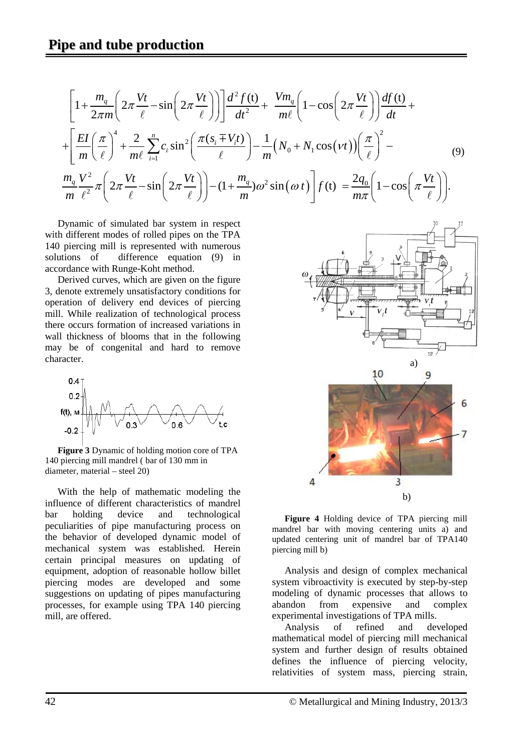$$\left[1+\frac{m_q}{2\pi m}\left(2\pi\frac{Vt}{\ell}-\sin\left(2\pi\frac{Vt}{\ell}\right)\right)\right]\frac{d^2 f(t)}{dt^2}+\frac{Vm_q}{m\ell}\left(1-\cos\left(2\pi\frac{Vt}{\ell}\right)\right)\frac{df(t)}{dt}+$$
$$+\left[\frac{EI}{m}\left(\frac{\pi}{\ell}\right)^4+\frac{2}{m\ell}\sum_{i=1}^{n}c_i\sin^2\left(\frac{\pi(s_i\mp V_it)}{\ell}\right)-\frac{1}{m}\left(N_0+N_1\cos(\nu t)\right)\left(\frac{\pi}{\ell}\right)^2-\right.$$
$$\left.\frac{m_q}{m}\frac{V^2}{\ell^2}\pi\left(2\pi\frac{Vt}{\ell}-\sin\left(2\pi\frac{Vt}{\ell}\right)\right)-\left(1+\frac{m_q}{m}\right)\omega^2\sin(\omega t)\right]f(t)=\frac{2q_0}{m\pi}\left(1-\cos\left(\pi\frac{Vt}{\ell}\right)\right). \qquad (9)$$

Dynamic of simulated bar system in respect with different modes of rolled pipes on the TPA 140 piercing mill is represented with numerous solutions of difference equation (9) in accordance with Runge-Koht method.

Derived curves, which are given on the figure 3, denote extremely unsatisfactory conditions for operation of delivery end devices of piercing mill. While realization of technological process there occurs formation of increased variations in wall thickness of blooms that in the following may be of congenital and hard to remove character.

**Figure 3** Dynamic of holding motion core of TPA 140 piercing mill mandrel ( bar of 130 mm in diameter, material – steel 20)

With the help of mathematic modeling the influence of different characteristics of mandrel bar holding device and technological peculiarities of pipe manufacturing process on the behavior of developed dynamic model of mechanical system was established. Herein certain principal measures on updating of equipment, adoption of reasonable hollow billet piercing modes are developed and some suggestions on updating of pipes manufacturing processes, for example using TPA 140 piercing mill, are offered.

**Figure 4** Holding device of TPA piercing mill mandrel bar with moving centering units a) and updated centering unit of mandrel bar of TPA140 piercing mill b)

Analysis and design of complex mechanical system vibroactivity is executed by step-by-step modeling of dynamic processes that allows to abandon from expensive and complex experimental investigations of TPA mills.

Analysis of refined and developed mathematical model of piercing mill mechanical system and further design of results obtained defines the influence of piercing velocity, relativities of system mass, piercing strain,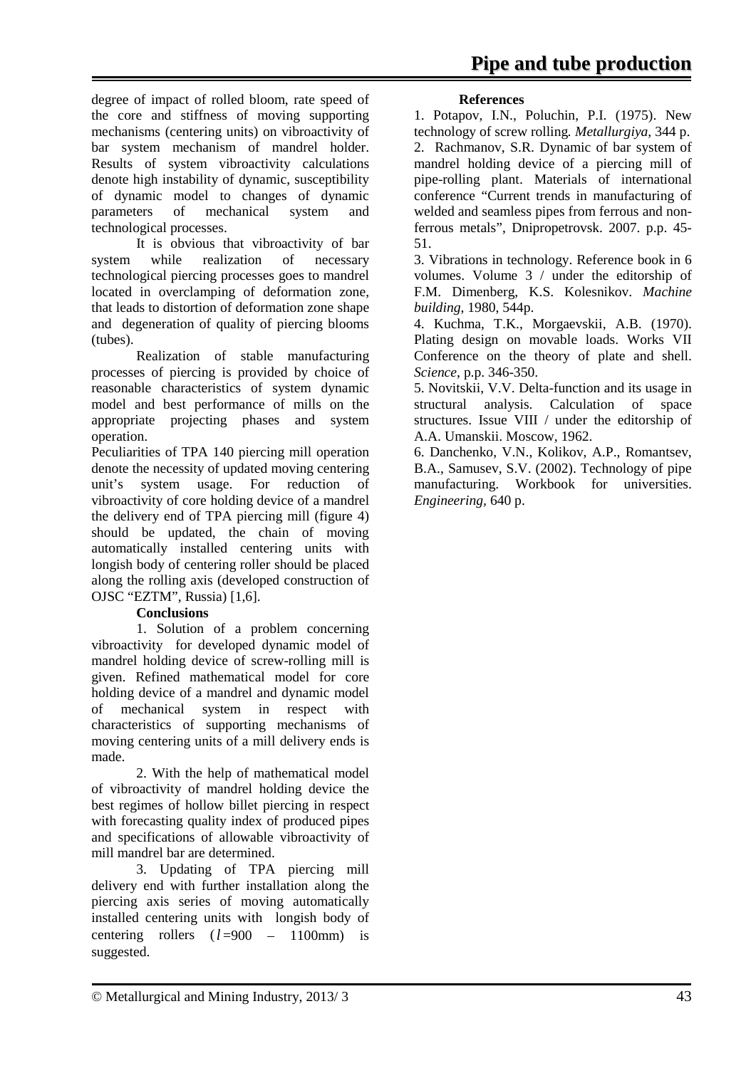degree of impact of rolled bloom, rate speed of the core and stiffness of moving supporting mechanisms (centering units) on vibroactivity of bar system mechanism of mandrel holder. Results of system vibroactivity calculations denote high instability of dynamic, susceptibility of dynamic model to changes of dynamic parameters of mechanical system and technological processes.

It is obvious that vibroactivity of bar system while realization of necessary technological piercing processes goes to mandrel located in overclamping of deformation zone, that leads to distortion of deformation zone shape and degeneration of quality of piercing blooms (tubes).

Realization of stable manufacturing processes of piercing is provided by choice of reasonable characteristics of system dynamic model and best performance of mills on the appropriate projecting phases and system operation.

Peculiarities of TPA 140 piercing mill operation denote the necessity of updated moving centering unit's system usage. For reduction of vibroactivity of core holding device of a mandrel the delivery end of TPA piercing mill (figure 4) should be updated, the chain of moving automatically installed centering units with longish body of centering roller should be placed along the rolling axis (developed construction of OJSC "EZTM", Russia) [1,6].

## Conclusions

1. Solution of a problem concerning vibroactivity for developed dynamic model of mandrel holding device of screw-rolling mill is given. Refined mathematical model for core holding device of a mandrel and dynamic model of mechanical system in respect with characteristics of supporting mechanisms of moving centering units of a mill delivery ends is made.

2. With the help of mathematical model of vibroactivity of mandrel holding device the best regimes of hollow billet piercing in respect with forecasting quality index of produced pipes and specifications of allowable vibroactivity of mill mandrel bar are determined.

3. Updating of TPA piercing mill delivery end with further installation along the piercing axis series of moving automatically installed centering units with longish body of centering rollers ($l$=900 – 1100mm) is suggested.

## References

1. Potapov, I.N., Poluchin, P.I. (1975). New technology of screw rolling. *Metallurgiya*, 344 p.
2. Rachmanov, S.R. Dynamic of bar system of mandrel holding device of a piercing mill of pipe-rolling plant. Materials of international conference "Current trends in manufacturing of welded and seamless pipes from ferrous and non-ferrous metals", Dnipropetrovsk. 2007. p.p. 45-51.
3. Vibrations in technology. Reference book in 6 volumes. Volume 3 / under the editorship of F.M. Dimenberg, K.S. Kolesnikov. *Machine building*, 1980, 544p.
4. Kuchma, T.K., Morgaevskii, A.B. (1970). Plating design on movable loads. Works VII Conference on the theory of plate and shell. *Science*, p.p. 346-350.
5. Novitskii, V.V. Delta-function and its usage in structural analysis. Calculation of space structures. Issue VIII / under the editorship of A.A. Umanskii. Moscow, 1962.
6. Danchenko, V.N., Kolikov, A.P., Romantsev, B.A., Samusev, S.V. (2002). Technology of pipe manufacturing. Workbook for universities. *Engineering*, 640 p.